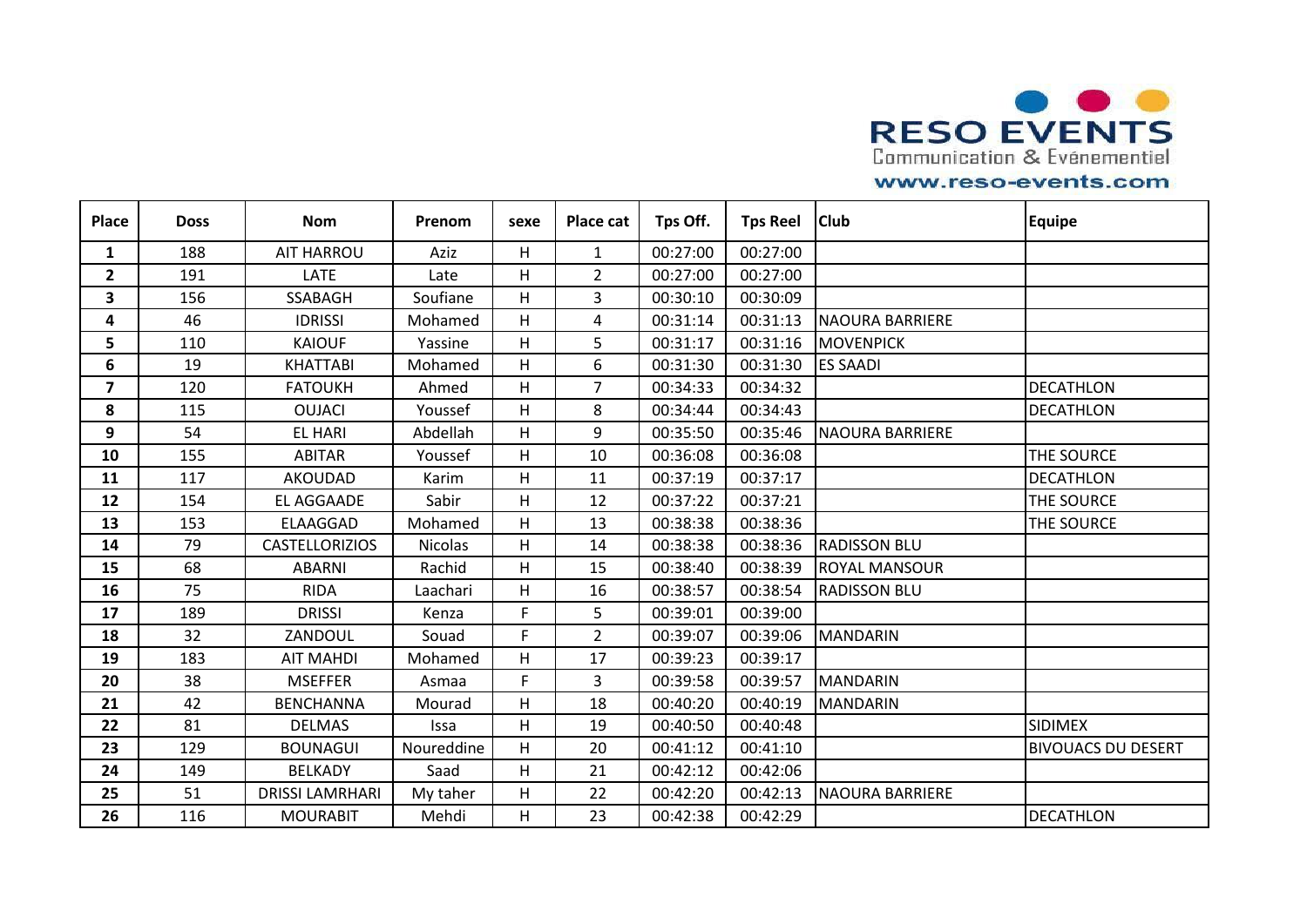| Place | Doss | Nom | Prenom | sexe | Place cat | Tps Off. | Tps Reel | Club | Equipe |
|---|---|---|---|---|---|---|---|---|---|
| **1** | 188 | AIT HARROU | Aziz | H | 1 | 00:27:00 | 00:27:00 | | |
| **2** | 191 | LATE | Late | H | 2 | 00:27:00 | 00:27:00 | | |
| **3** | 156 | SSABAGH | Soufiane | H | 3 | 00:30:10 | 00:30:09 | | |
| **4** | 46 | IDRISSI | Mohamed | H | 4 | 00:31:14 | 00:31:13 | NAOURA BARRIERE | |
| **5** | 110 | KAIOUF | Yassine | H | 5 | 00:31:17 | 00:31:16 | MOVENPICK | |
| **6** | 19 | KHATTABI | Mohamed | H | 6 | 00:31:30 | 00:31:30 | ES SAADI | |
| **7** | 120 | FATOUKH | Ahmed | H | 7 | 00:34:33 | 00:34:32 | | DECATHLON |
| **8** | 115 | OUJACI | Youssef | H | 8 | 00:34:44 | 00:34:43 | | DECATHLON |
| **9** | 54 | EL HARI | Abdellah | H | 9 | 00:35:50 | 00:35:46 | NAOURA BARRIERE | |
| **10** | 155 | ABITAR | Youssef | H | 10 | 00:36:08 | 00:36:08 | | THE SOURCE |
| **11** | 117 | AKOUDAD | Karim | H | 11 | 00:37:19 | 00:37:17 | | DECATHLON |
| **12** | 154 | EL AGGAADE | Sabir | H | 12 | 00:37:22 | 00:37:21 | | THE SOURCE |
| **13** | 153 | ELAAGGAD | Mohamed | H | 13 | 00:38:38 | 00:38:36 | | THE SOURCE |
| **14** | 79 | CASTELLORIZIOS | Nicolas | H | 14 | 00:38:38 | 00:38:36 | RADISSON BLU | |
| **15** | 68 | ABARNI | Rachid | H | 15 | 00:38:40 | 00:38:39 | ROYAL MANSOUR | |
| **16** | 75 | RIDA | Laachari | H | 16 | 00:38:57 | 00:38:54 | RADISSON BLU | |
| **17** | 189 | DRISSI | Kenza | F | 5 | 00:39:01 | 00:39:00 | | |
| **18** | 32 | ZANDOUL | Souad | F | 2 | 00:39:07 | 00:39:06 | MANDARIN | |
| **19** | 183 | AIT MAHDI | Mohamed | H | 17 | 00:39:23 | 00:39:17 | | |
| **20** | 38 | MSEFFER | Asmaa | F | 3 | 00:39:58 | 00:39:57 | MANDARIN | |
| **21** | 42 | BENCHANNA | Mourad | H | 18 | 00:40:20 | 00:40:19 | MANDARIN | |
| **22** | 81 | DELMAS | Issa | H | 19 | 00:40:50 | 00:40:48 | | SIDIMEX |
| **23** | 129 | BOUNAGUI | Noureddine | H | 20 | 00:41:12 | 00:41:10 | | BIVOUACS DU DESERT |
| **24** | 149 | BELKADY | Saad | H | 21 | 00:42:12 | 00:42:06 | | |
| **25** | 51 | DRISSI LAMRHARI | My taher | H | 22 | 00:42:20 | 00:42:13 | NAOURA BARRIERE | |
| **26** | 116 | MOURABIT | Mehdi | H | 23 | 00:42:38 | 00:42:29 | | DECATHLON |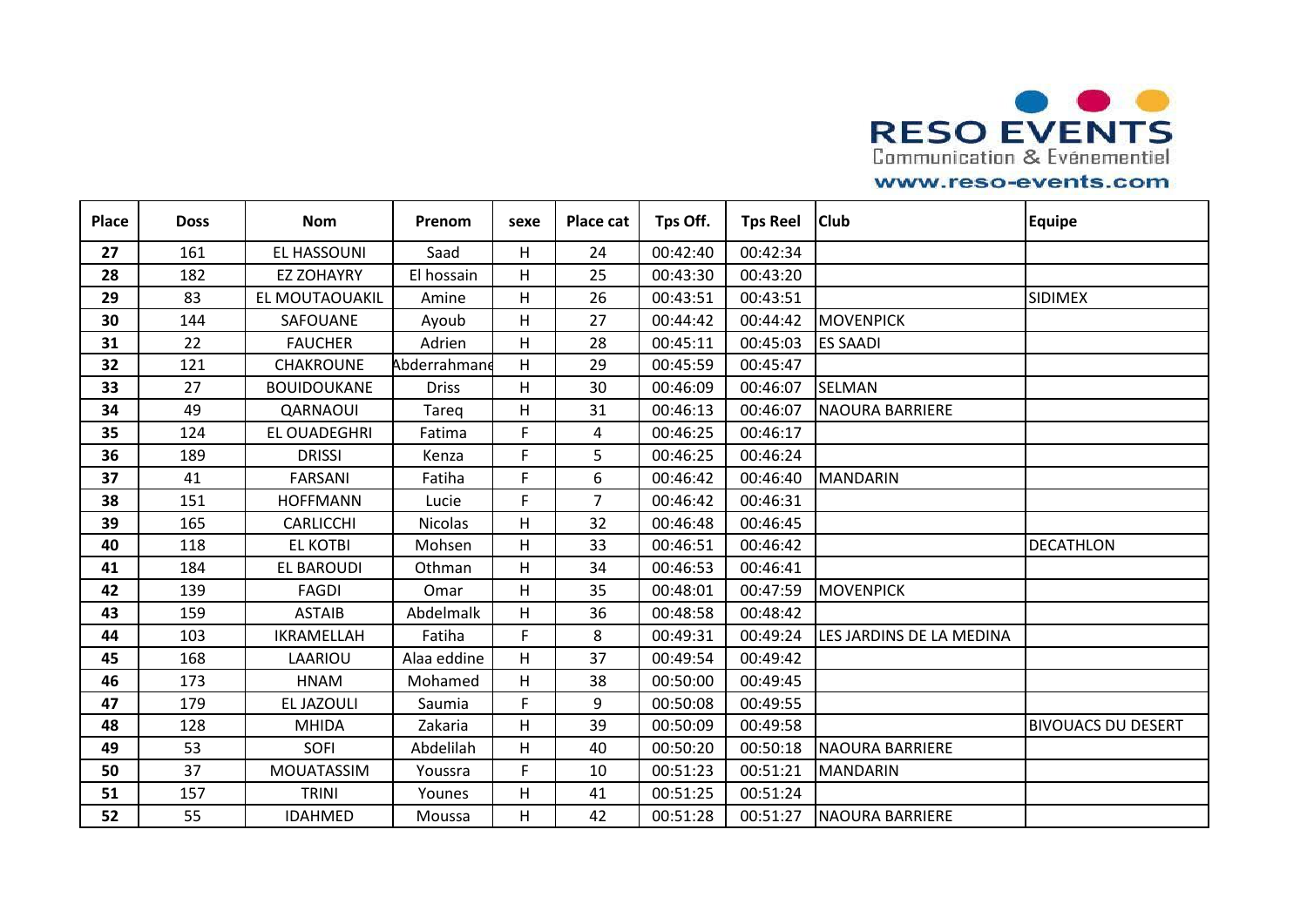| Place | Doss | Nom | Prenom | sexe | Place cat | Tps Off. | Tps Reel | Club | Equipe |
|---|---|---|---|---|---|---|---|---|---|
| **27** | 161 | EL HASSOUNI | Saad | H | 24 | 00:42:40 | 00:42:34 | | |
| **28** | 182 | EZ ZOHAYRY | El hossain | H | 25 | 00:43:30 | 00:43:20 | | |
| **29** | 83 | EL MOUTAOUAKIL | Amine | H | 26 | 00:43:51 | 00:43:51 | | SIDIMEX |
| **30** | 144 | SAFOUANE | Ayoub | H | 27 | 00:44:42 | 00:44:42 | MOVENPICK | |
| **31** | 22 | FAUCHER | Adrien | H | 28 | 00:45:11 | 00:45:03 | ES SAADI | |
| **32** | 121 | CHAKROUNE | Abderrahmane | H | 29 | 00:45:59 | 00:45:47 | | |
| **33** | 27 | BOUIDOUKANE | Driss | H | 30 | 00:46:09 | 00:46:07 | SELMAN | |
| **34** | 49 | QARNAOUI | Tareq | H | 31 | 00:46:13 | 00:46:07 | NAOURA BARRIERE | |
| **35** | 124 | EL OUADEGHRI | Fatima | F | 4 | 00:46:25 | 00:46:17 | | |
| **36** | 189 | DRISSI | Kenza | F | 5 | 00:46:25 | 00:46:24 | | |
| **37** | 41 | FARSANI | Fatiha | F | 6 | 00:46:42 | 00:46:40 | MANDARIN | |
| **38** | 151 | HOFFMANN | Lucie | F | 7 | 00:46:42 | 00:46:31 | | |
| **39** | 165 | CARLICCHI | Nicolas | H | 32 | 00:46:48 | 00:46:45 | | |
| **40** | 118 | EL KOTBI | Mohsen | H | 33 | 00:46:51 | 00:46:42 | | DECATHLON |
| **41** | 184 | EL BAROUDI | Othman | H | 34 | 00:46:53 | 00:46:41 | | |
| **42** | 139 | FAGDI | Omar | H | 35 | 00:48:01 | 00:47:59 | MOVENPICK | |
| **43** | 159 | ASTAIB | Abdelmalk | H | 36 | 00:48:58 | 00:48:42 | | |
| **44** | 103 | IKRAMELLAH | Fatiha | F | 8 | 00:49:31 | 00:49:24 | LES JARDINS DE LA MEDINA | |
| **45** | 168 | LAARIOU | Alaa eddine | H | 37 | 00:49:54 | 00:49:42 | | |
| **46** | 173 | HNAM | Mohamed | H | 38 | 00:50:00 | 00:49:45 | | |
| **47** | 179 | EL JAZOULI | Saumia | F | 9 | 00:50:08 | 00:49:55 | | |
| **48** | 128 | MHIDA | Zakaria | H | 39 | 00:50:09 | 00:49:58 | | BIVOUACS DU DESERT |
| **49** | 53 | SOFI | Abdelilah | H | 40 | 00:50:20 | 00:50:18 | NAOURA BARRIERE | |
| **50** | 37 | MOUATASSIM | Youssra | F | 10 | 00:51:23 | 00:51:21 | MANDARIN | |
| **51** | 157 | TRINI | Younes | H | 41 | 00:51:25 | 00:51:24 | | |
| **52** | 55 | IDAHMED | Moussa | H | 42 | 00:51:28 | 00:51:27 | NAOURA BARRIERE | |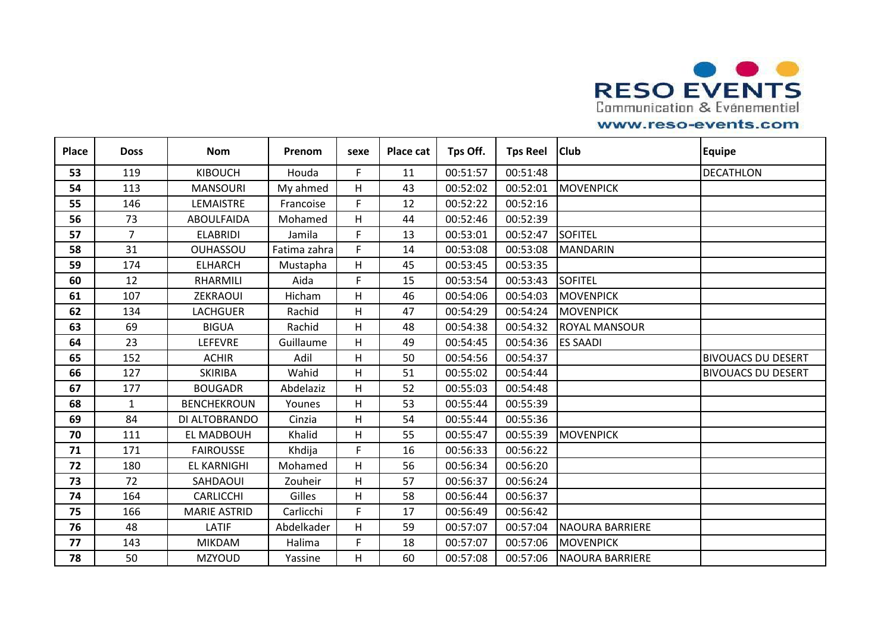| Place | Doss | Nom | Prenom | sexe | Place cat | Tps Off. | Tps Reel | Club | Equipe |
|---|---|---|---|---|---|---|---|---|---|
| 53 | 119 | KIBOUCH | Houda | F | 11 | 00:51:57 | 00:51:48 | | DECATHLON |
| 54 | 113 | MANSOURI | My ahmed | H | 43 | 00:52:02 | 00:52:01 | MOVENPICK | |
| 55 | 146 | LEMAISTRE | Francoise | F | 12 | 00:52:22 | 00:52:16 | | |
| 56 | 73 | ABOULFAIDA | Mohamed | H | 44 | 00:52:46 | 00:52:39 | | |
| 57 | 7 | ELABRIDI | Jamila | F | 13 | 00:53:01 | 00:52:47 | SOFITEL | |
| 58 | 31 | OUHASSOU | Fatima zahra | F | 14 | 00:53:08 | 00:53:08 | MANDARIN | |
| 59 | 174 | ELHARCH | Mustapha | H | 45 | 00:53:45 | 00:53:35 | | |
| 60 | 12 | RHARMILI | Aida | F | 15 | 00:53:54 | 00:53:43 | SOFITEL | |
| 61 | 107 | ZEKRAOUI | Hicham | H | 46 | 00:54:06 | 00:54:03 | MOVENPICK | |
| 62 | 134 | LACHGUER | Rachid | H | 47 | 00:54:29 | 00:54:24 | MOVENPICK | |
| 63 | 69 | BIGUA | Rachid | H | 48 | 00:54:38 | 00:54:32 | ROYAL MANSOUR | |
| 64 | 23 | LEFEVRE | Guillaume | H | 49 | 00:54:45 | 00:54:36 | ES SAADI | |
| 65 | 152 | ACHIR | Adil | H | 50 | 00:54:56 | 00:54:37 | | BIVOUACS DU DESERT |
| 66 | 127 | SKIRIBA | Wahid | H | 51 | 00:55:02 | 00:54:44 | | BIVOUACS DU DESERT |
| 67 | 177 | BOUGADR | Abdelaziz | H | 52 | 00:55:03 | 00:54:48 | | |
| 68 | 1 | BENCHEKROUN | Younes | H | 53 | 00:55:44 | 00:55:39 | | |
| 69 | 84 | DI ALTOBRANDO | Cinzia | H | 54 | 00:55:44 | 00:55:36 | | |
| 70 | 111 | EL MADBOUH | Khalid | H | 55 | 00:55:47 | 00:55:39 | MOVENPICK | |
| 71 | 171 | FAIROUSSE | Khdija | F | 16 | 00:56:33 | 00:56:22 | | |
| 72 | 180 | EL KARNIGHI | Mohamed | H | 56 | 00:56:34 | 00:56:20 | | |
| 73 | 72 | SAHDAOUI | Zouheir | H | 57 | 00:56:37 | 00:56:24 | | |
| 74 | 164 | CARLICCHI | Gilles | H | 58 | 00:56:44 | 00:56:37 | | |
| 75 | 166 | MARIE ASTRID | Carlicchi | F | 17 | 00:56:49 | 00:56:42 | | |
| 76 | 48 | LATIF | Abdelkader | H | 59 | 00:57:07 | 00:57:04 | NAOURA BARRIERE | |
| 77 | 143 | MIKDAM | Halima | F | 18 | 00:57:07 | 00:57:06 | MOVENPICK | |
| 78 | 50 | MZYOUD | Yassine | H | 60 | 00:57:08 | 00:57:06 | NAOURA BARRIERE | |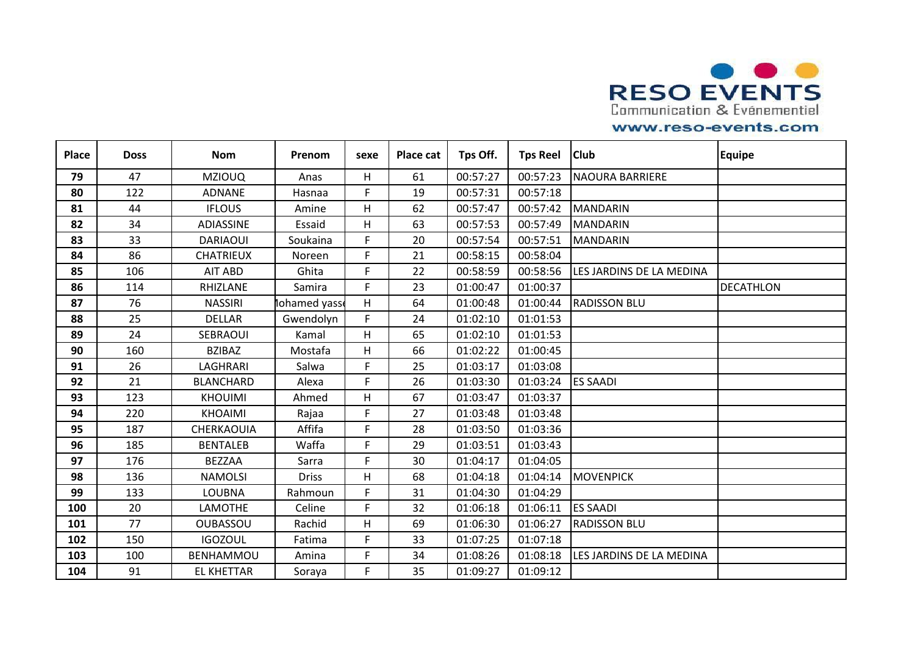| Place | Doss | Nom | Prenom | sexe | Place cat | Tps Off. | Tps Reel | Club | Equipe |
|---|---|---|---|---|---|---|---|---|---|
| **79** | 47 | MZIOUQ | Anas | H | 61 | 00:57:27 | 00:57:23 | NAOURA BARRIERE | |
| **80** | 122 | ADNANE | Hasnaa | F | 19 | 00:57:31 | 00:57:18 | | |
| **81** | 44 | IFLOUS | Amine | H | 62 | 00:57:47 | 00:57:42 | MANDARIN | |
| **82** | 34 | ADIASSINE | Essaid | H | 63 | 00:57:53 | 00:57:49 | MANDARIN | |
| **83** | 33 | DARIAOUI | Soukaina | F | 20 | 00:57:54 | 00:57:51 | MANDARIN | |
| **84** | 86 | CHATRIEUX | Noreen | F | 21 | 00:58:15 | 00:58:04 | | |
| **85** | 106 | AIT ABD | Ghita | F | 22 | 00:58:59 | 00:58:56 | LES JARDINS DE LA MEDINA | |
| **86** | 114 | RHIZLANE | Samira | F | 23 | 01:00:47 | 01:00:37 | | DECATHLON |
| **87** | 76 | NASSIRI | Mohamed yasse | H | 64 | 01:00:48 | 01:00:44 | RADISSON BLU | |
| **88** | 25 | DELLAR | Gwendolyn | F | 24 | 01:02:10 | 01:01:53 | | |
| **89** | 24 | SEBRAOUI | Kamal | H | 65 | 01:02:10 | 01:01:53 | | |
| **90** | 160 | BZIBAZ | Mostafa | H | 66 | 01:02:22 | 01:00:45 | | |
| **91** | 26 | LAGHRARI | Salwa | F | 25 | 01:03:17 | 01:03:08 | | |
| **92** | 21 | BLANCHARD | Alexa | F | 26 | 01:03:30 | 01:03:24 | ES SAADI | |
| **93** | 123 | KHOUIMI | Ahmed | H | 67 | 01:03:47 | 01:03:37 | | |
| **94** | 220 | KHOAIMI | Rajaa | F | 27 | 01:03:48 | 01:03:48 | | |
| **95** | 187 | CHERKAOUIA | Affifa | F | 28 | 01:03:50 | 01:03:36 | | |
| **96** | 185 | BENTALEB | Waffa | F | 29 | 01:03:51 | 01:03:43 | | |
| **97** | 176 | BEZZAA | Sarra | F | 30 | 01:04:17 | 01:04:05 | | |
| **98** | 136 | NAMOLSI | Driss | H | 68 | 01:04:18 | 01:04:14 | MOVENPICK | |
| **99** | 133 | LOUBNA | Rahmoun | F | 31 | 01:04:30 | 01:04:29 | | |
| **100** | 20 | LAMOTHE | Celine | F | 32 | 01:06:18 | 01:06:11 | ES SAADI | |
| **101** | 77 | OUBASSOU | Rachid | H | 69 | 01:06:30 | 01:06:27 | RADISSON BLU | |
| **102** | 150 | IGOZOUL | Fatima | F | 33 | 01:07:25 | 01:07:18 | | |
| **103** | 100 | BENHAMMOU | Amina | F | 34 | 01:08:26 | 01:08:18 | LES JARDINS DE LA MEDINA | |
| **104** | 91 | EL KHETTAR | Soraya | F | 35 | 01:09:27 | 01:09:12 | | |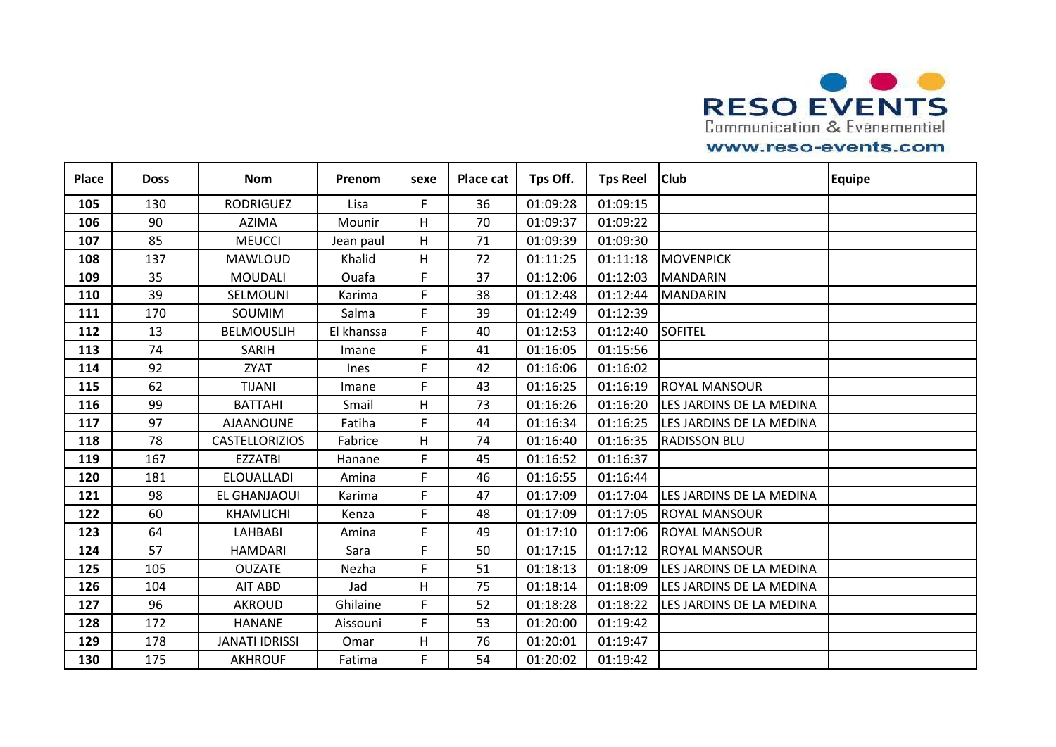| Place | Doss | Nom | Prenom | sexe | Place cat | Tps Off. | Tps Reel | Club | Equipe |
|---|---|---|---|---|---|---|---|---|---|
| **105** | 130 | RODRIGUEZ | Lisa | F | 36 | 01:09:28 | 01:09:15 | | |
| **106** | 90 | AZIMA | Mounir | H | 70 | 01:09:37 | 01:09:22 | | |
| **107** | 85 | MEUCCI | Jean paul | H | 71 | 01:09:39 | 01:09:30 | | |
| **108** | 137 | MAWLOUD | Khalid | H | 72 | 01:11:25 | 01:11:18 | MOVENPICK | |
| **109** | 35 | MOUDALI | Ouafa | F | 37 | 01:12:06 | 01:12:03 | MANDARIN | |
| **110** | 39 | SELMOUNI | Karima | F | 38 | 01:12:48 | 01:12:44 | MANDARIN | |
| **111** | 170 | SOUMIM | Salma | F | 39 | 01:12:49 | 01:12:39 | | |
| **112** | 13 | BELMOUSLIH | El khanssa | F | 40 | 01:12:53 | 01:12:40 | SOFITEL | |
| **113** | 74 | SARIH | Imane | F | 41 | 01:16:05 | 01:15:56 | | |
| **114** | 92 | ZYAT | Ines | F | 42 | 01:16:06 | 01:16:02 | | |
| **115** | 62 | TIJANI | Imane | F | 43 | 01:16:25 | 01:16:19 | ROYAL MANSOUR | |
| **116** | 99 | BATTAHI | Smail | H | 73 | 01:16:26 | 01:16:20 | LES JARDINS DE LA MEDINA | |
| **117** | 97 | AJAANOUNE | Fatiha | F | 44 | 01:16:34 | 01:16:25 | LES JARDINS DE LA MEDINA | |
| **118** | 78 | CASTELLORIZIOS | Fabrice | H | 74 | 01:16:40 | 01:16:35 | RADISSON BLU | |
| **119** | 167 | EZZATBI | Hanane | F | 45 | 01:16:52 | 01:16:37 | | |
| **120** | 181 | ELOUALLADI | Amina | F | 46 | 01:16:55 | 01:16:44 | | |
| **121** | 98 | EL GHANJAOUI | Karima | F | 47 | 01:17:09 | 01:17:04 | LES JARDINS DE LA MEDINA | |
| **122** | 60 | KHAMLICHI | Kenza | F | 48 | 01:17:09 | 01:17:05 | ROYAL MANSOUR | |
| **123** | 64 | LAHBABI | Amina | F | 49 | 01:17:10 | 01:17:06 | ROYAL MANSOUR | |
| **124** | 57 | HAMDARI | Sara | F | 50 | 01:17:15 | 01:17:12 | ROYAL MANSOUR | |
| **125** | 105 | OUZATE | Nezha | F | 51 | 01:18:13 | 01:18:09 | LES JARDINS DE LA MEDINA | |
| **126** | 104 | AIT ABD | Jad | H | 75 | 01:18:14 | 01:18:09 | LES JARDINS DE LA MEDINA | |
| **127** | 96 | AKROUD | Ghilaine | F | 52 | 01:18:28 | 01:18:22 | LES JARDINS DE LA MEDINA | |
| **128** | 172 | HANANE | Aissouni | F | 53 | 01:20:00 | 01:19:42 | | |
| **129** | 178 | JANATI IDRISSI | Omar | H | 76 | 01:20:01 | 01:19:47 | | |
| **130** | 175 | AKHROUF | Fatima | F | 54 | 01:20:02 | 01:19:42 | | |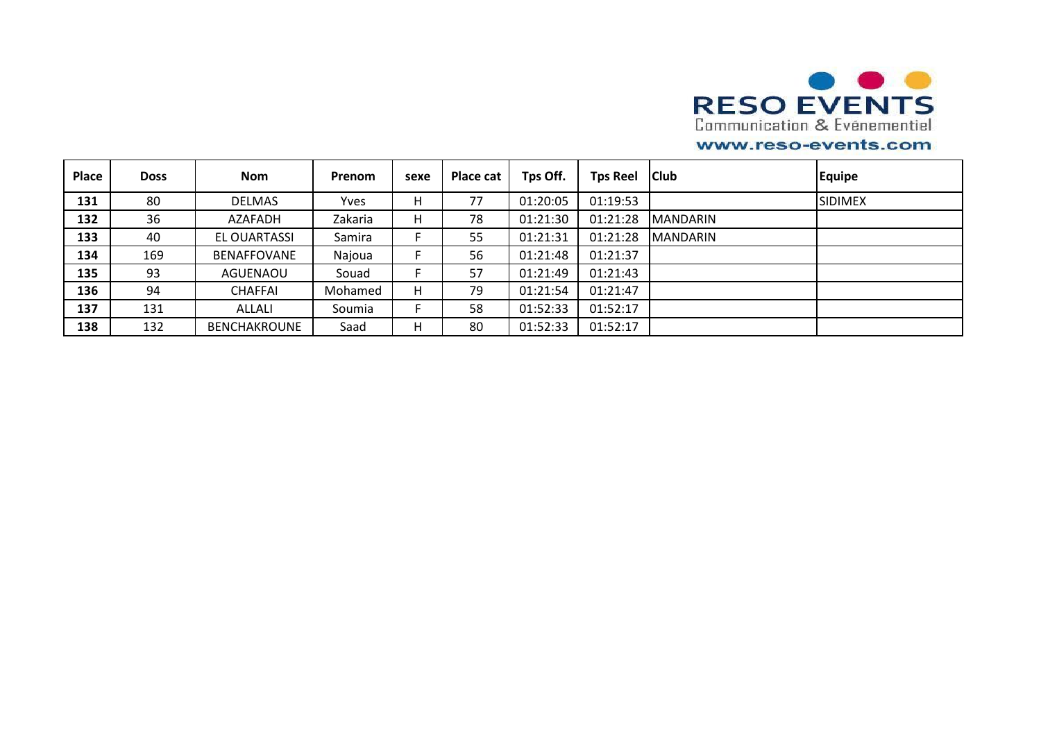| Place | Doss | Nom | Prenom | sexe | Place cat | Tps Off. | Tps Reel | Club | Equipe |
|---|---|---|---|---|---|---|---|---|---|
| **131** | 80 | DELMAS | Yves | H | 77 | 01:20:05 | 01:19:53 | | SIDIMEX |
| **132** | 36 | AZAFADH | Zakaria | H | 78 | 01:21:30 | 01:21:28 | MANDARIN | |
| **133** | 40 | EL OUARTASSI | Samira | F | 55 | 01:21:31 | 01:21:28 | MANDARIN | |
| **134** | 169 | BENAFFOVANE | Najoua | F | 56 | 01:21:48 | 01:21:37 | | |
| **135** | 93 | AGUENAOU | Souad | F | 57 | 01:21:49 | 01:21:43 | | |
| **136** | 94 | CHAFFAI | Mohamed | H | 79 | 01:21:54 | 01:21:47 | | |
| **137** | 131 | ALLALI | Soumia | F | 58 | 01:52:33 | 01:52:17 | | |
| **138** | 132 | BENCHAKROUNE | Saad | H | 80 | 01:52:33 | 01:52:17 | | |